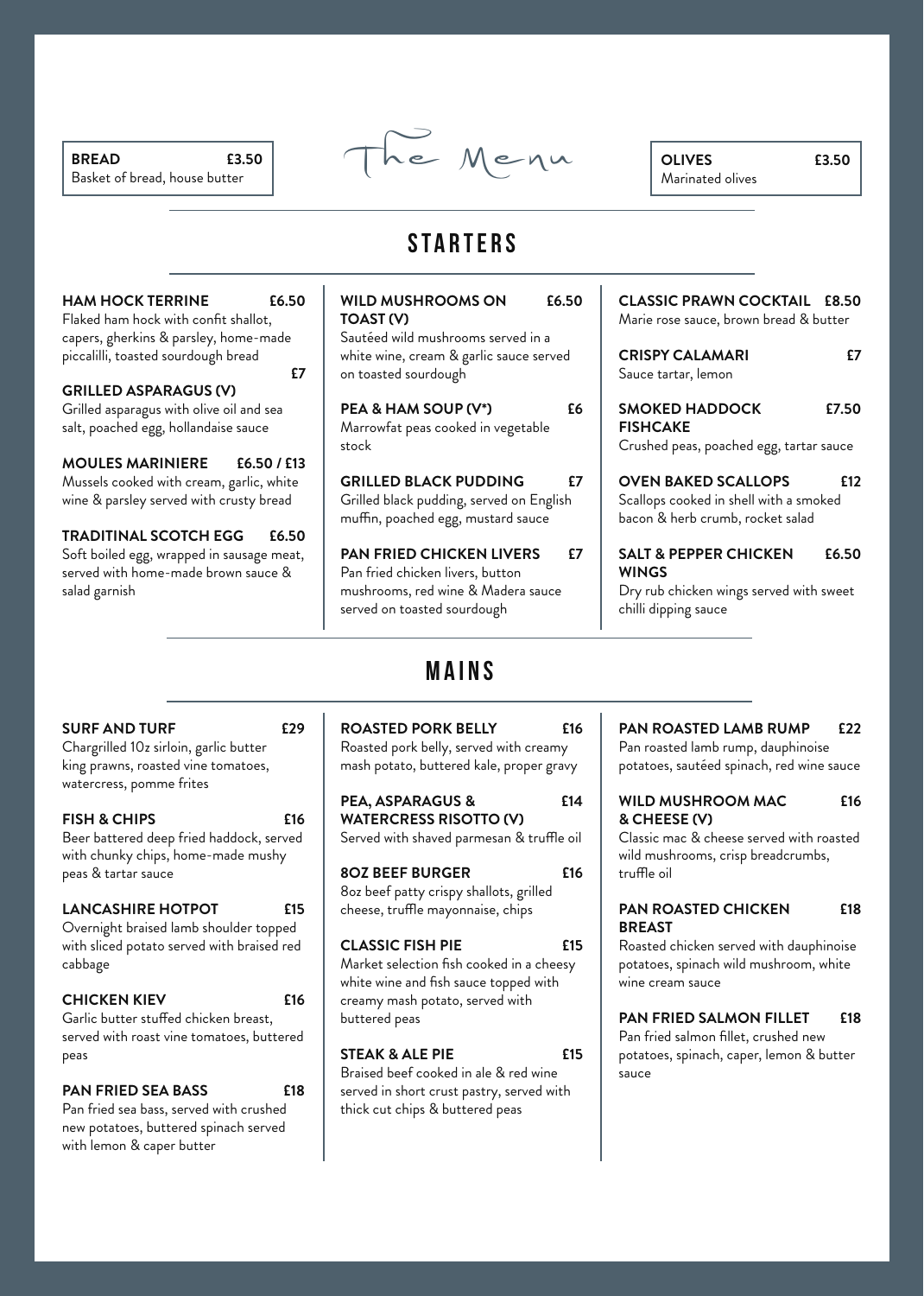# The Menu

**BREAD** **£3.50**
Basket of bread, house butter

**OLIVES** **£3.50**
Marinated olives

## STARTERS

**HAM HOCK TERRINE** **£6.50**
Flaked ham hock with confit shallot, capers, gherkins & parsley, home-made piccalilli, toasted sourdough bread

**GRILLED ASPARAGUS (V)** **£7**
Grilled asparagus with olive oil and sea salt, poached egg, hollandaise sauce

**MOULES MARINIERE** **£6.50 / £13**
Mussels cooked with cream, garlic, white wine & parsley served with crusty bread

**TRADITINAL SCOTCH EGG** **£6.50**
Soft boiled egg, wrapped in sausage meat, served with home-made brown sauce & salad garnish

**WILD MUSHROOMS ON TOAST (V)** **£6.50**
Sautéed wild mushrooms served in a white wine, cream & garlic sauce served on toasted sourdough

**PEA & HAM SOUP (V*)** **£6**
Marrowfat peas cooked in vegetable stock

**GRILLED BLACK PUDDING** **£7**
Grilled black pudding, served on English muffin, poached egg, mustard sauce

**PAN FRIED CHICKEN LIVERS** **£7**
Pan fried chicken livers, button mushrooms, red wine & Madera sauce served on toasted sourdough

**CLASSIC PRAWN COCKTAIL** **£8.50**
Marie rose sauce, brown bread & butter

**CRISPY CALAMARI** **£7**
Sauce tartar, lemon

**SMOKED HADDOCK FISHCAKE** **£7.50**
Crushed peas, poached egg, tartar sauce

**OVEN BAKED SCALLOPS** **£12**
Scallops cooked in shell with a smoked bacon & herb crumb, rocket salad

**SALT & PEPPER CHICKEN WINGS** **£6.50**
Dry rub chicken wings served with sweet chilli dipping sauce

## MAINS

**SURF AND TURF** **£29**
Chargrilled 10z sirloin, garlic butter king prawns, roasted vine tomatoes, watercress, pomme frites

**FISH & CHIPS** **£16**
Beer battered deep fried haddock, served with chunky chips, home-made mushy peas & tartar sauce

**LANCASHIRE HOTPOT** **£15**
Overnight braised lamb shoulder topped with sliced potato served with braised red cabbage

**CHICKEN KIEV** **£16**
Garlic butter stuffed chicken breast, served with roast vine tomatoes, buttered peas

**PAN FRIED SEA BASS** **£18**
Pan fried sea bass, served with crushed new potatoes, buttered spinach served with lemon & caper butter

**ROASTED PORK BELLY** **£16**
Roasted pork belly, served with creamy mash potato, buttered kale, proper gravy

**PEA, ASPARAGUS & WATERCRESS RISOTTO (V)** **£14**
Served with shaved parmesan & truffle oil

**8OZ BEEF BURGER** **£16**
8oz beef patty crispy shallots, grilled cheese, truffle mayonnaise, chips

**CLASSIC FISH PIE** **£15**
Market selection fish cooked in a cheesy white wine and fish sauce topped with creamy mash potato, served with buttered peas

**STEAK & ALE PIE** **£15**
Braised beef cooked in ale & red wine served in short crust pastry, served with thick cut chips & buttered peas

**PAN ROASTED LAMB RUMP** **£22**
Pan roasted lamb rump, dauphinoise potatoes, sautéed spinach, red wine sauce

**WILD MUSHROOM MAC & CHEESE (V)** **£16**
Classic mac & cheese served with roasted wild mushrooms, crisp breadcrumbs, truffle oil

**PAN ROASTED CHICKEN BREAST** **£18**
Roasted chicken served with dauphinoise potatoes, spinach wild mushroom, white wine cream sauce

**PAN FRIED SALMON FILLET** **£18**
Pan fried salmon fillet, crushed new potatoes, spinach, caper, lemon & butter sauce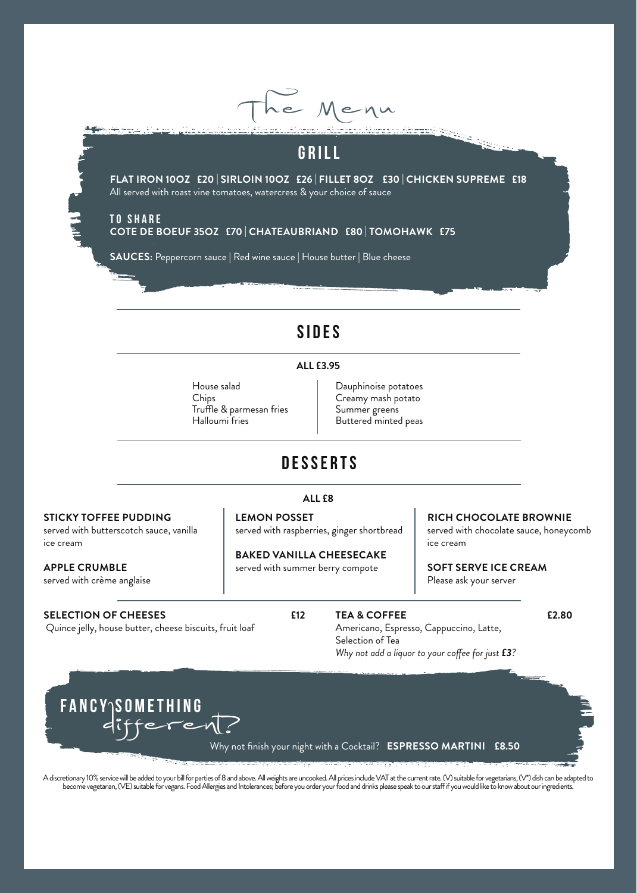# The Menu

## GRILL

**FLAT IRON 10OZ £20** | **SIRLOIN 10OZ £26** | **FILLET 8OZ £30** | **CHICKEN SUPREME £18**
All served with roast vine tomatoes, watercress & your choice of sauce

### TO SHARE

**COTE DE BOEUF 35OZ £70** | **CHATEAUBRIAND £80** | **TOMOHAWK £75**

**SAUCES:** Peppercorn sauce | Red wine sauce | House butter | Blue cheese

## SIDES

**ALL £3.95**

House salad
Chips
Truffle & parmesan fries
Halloumi fries
Dauphinoise potatoes
Creamy mash potato
Summer greens
Buttered minted peas

## DESSERTS

**ALL £8**

**STICKY TOFFEE PUDDING**
served with butterscotch sauce, vanilla ice cream

**APPLE CRUMBLE**
served with crème anglaise

**LEMON POSSET**
served with raspberries, ginger shortbread

**BAKED VANILLA CHEESECAKE**
served with summer berry compote

**RICH CHOCOLATE BROWNIE**
served with chocolate sauce, honeycomb ice cream

**SOFT SERVE ICE CREAM**
Please ask your server

**SELECTION OF CHEESES** **£12**
Quince jelly, house butter, cheese biscuits, fruit loaf

**TEA & COFFEE** **£2.80**
Americano, Espresso, Cappuccino, Latte, Selection of Tea
*Why not add a liquor to your coffee for just **£3**?*

## FANCY SOMETHING different?

Why not finish your night with a Cocktail? **ESPRESSO MARTINI £8.50**

A discretionary 10% service will be added to your bill for parties of 8 and above. All weights are uncooked. All prices include VAT at the current rate. (V) suitable for vegetarians, (V*) dish can be adapted to become vegetarian, (VE) suitable for vegans. Food Allergies and Intolerances; before you order your food and drinks please speak to our staff if you would like to know about our ingredients.